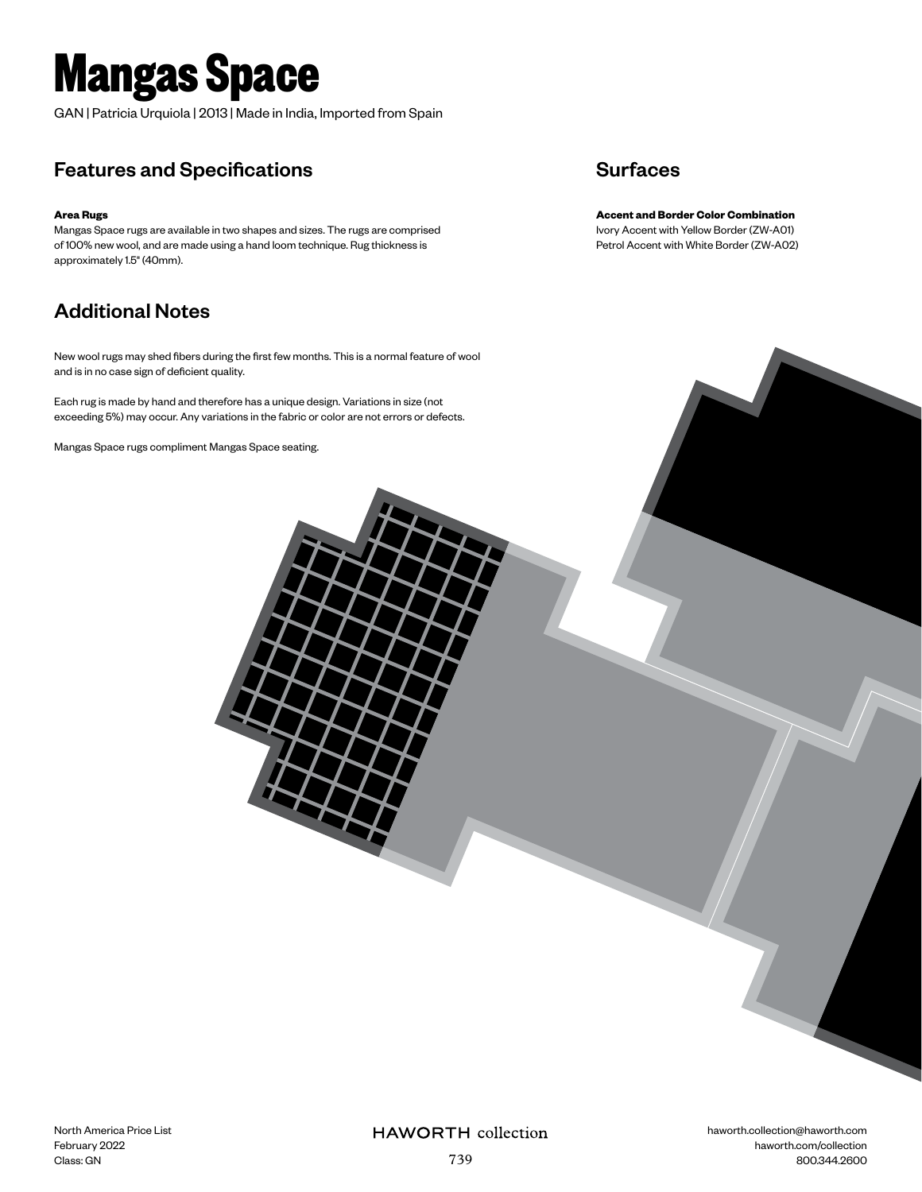# Mangas Space

GAN | Patricia Urquiola | 2013 | Made in India, Imported from Spain

## Features and Specifications

**Area Rugs**
Mangas Space rugs are available in two shapes and sizes. The rugs are comprised of 100% new wool, and are made using a hand loom technique. Rug thickness is approximately 1.5" (40mm).

## Surfaces

**Accent and Border Color Combination**
Ivory Accent with Yellow Border (ZW-A01)
Petrol Accent with White Border (ZW-A02)

## Additional Notes

New wool rugs may shed fibers during the first few months. This is a normal feature of wool and is in no case sign of deficient quality.

Each rug is made by hand and therefore has a unique design. Variations in size (not exceeding 5%) may occur. Any variations in the fabric or color are not errors or defects.

Mangas Space rugs compliment Mangas Space seating.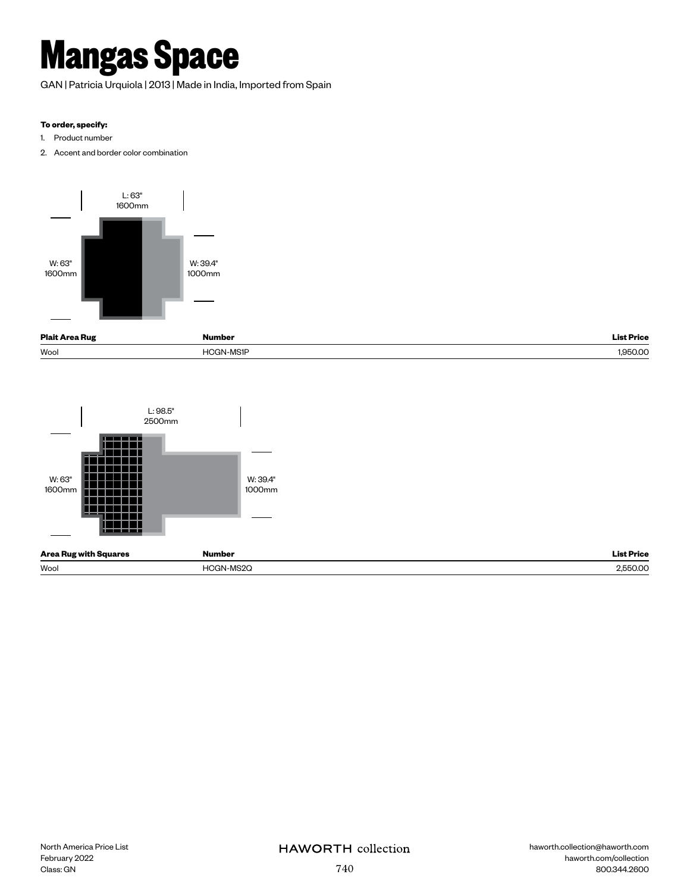# Mangas Space

GAN | Patricia Urquiola | 2013 | Made in India, Imported from Spain

**To order, specify:**

1. Product number
2. Accent and border color combination

L: 63"
1600mm

W: 63"
1600mm

W: 39.4"
1000mm

| Plait Area Rug | Number | List Price |
|---|---|---|
| Wool | HCGN-MS1P | 1,950.00 |

L: 98.5"
2500mm

W: 63"
1600mm

W: 39.4"
1000mm

| Area Rug with Squares | Number | List Price |
|---|---|---|
| Wool | HCGN-MS2Q | 2,550.00 |

North America Price List
February 2022
Class: GN

HAWORTH collection

haworth.collection@haworth.com
haworth.com/collection
800.344.2600